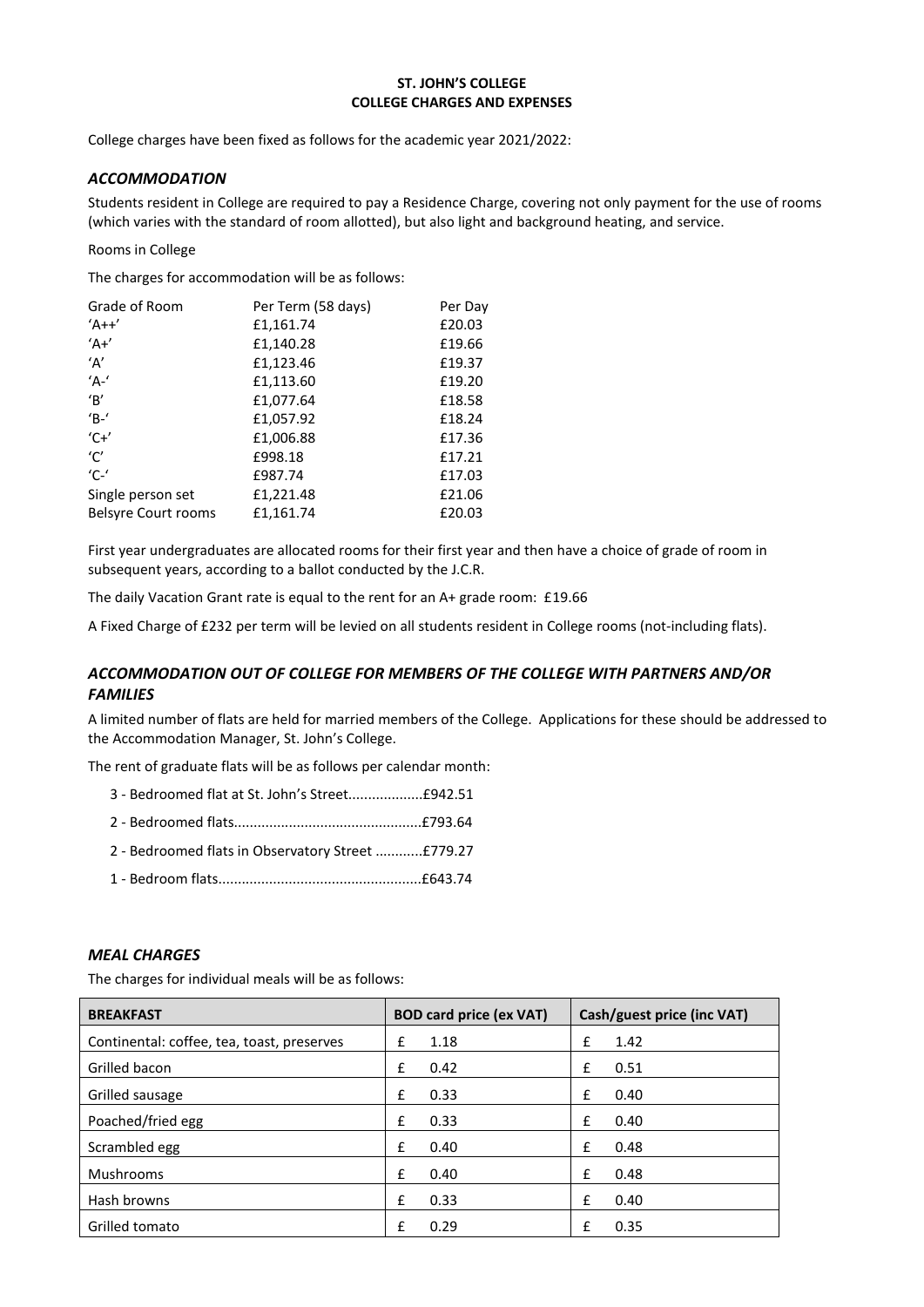**ST. JOHN'S COLLEGE**
**COLLEGE CHARGES AND EXPENSES**

College charges have been fixed as follows for the academic year 2021/2022:

### *ACCOMMODATION*

Students resident in College are required to pay a Residence Charge, covering not only payment for the use of rooms (which varies with the standard of room allotted), but also light and background heating, and service.

Rooms in College

The charges for accommodation will be as follows:

| Grade of Room | Per Term (58 days) | Per Day |
|---|---|---|
| 'A++' | £1,161.74 | £20.03 |
| 'A+' | £1,140.28 | £19.66 |
| 'A' | £1,123.46 | £19.37 |
| 'A-' | £1,113.60 | £19.20 |
| 'B' | £1,077.64 | £18.58 |
| 'B-' | £1,057.92 | £18.24 |
| 'C+' | £1,006.88 | £17.36 |
| 'C' | £998.18 | £17.21 |
| 'C-' | £987.74 | £17.03 |
| Single person set | £1,221.48 | £21.06 |
| Belsyre Court rooms | £1,161.74 | £20.03 |

First year undergraduates are allocated rooms for their first year and then have a choice of grade of room in subsequent years, according to a ballot conducted by the J.C.R.

The daily Vacation Grant rate is equal to the rent for an A+ grade room: £19.66

A Fixed Charge of £232 per term will be levied on all students resident in College rooms (not-including flats).

### *ACCOMMODATION OUT OF COLLEGE FOR MEMBERS OF THE COLLEGE WITH PARTNERS AND/OR FAMILIES*

A limited number of flats are held for married members of the College. Applications for these should be addressed to the Accommodation Manager, St. John's College.

The rent of graduate flats will be as follows per calendar month:

- 3 - Bedroomed flat at St. John's Street...................£942.51
- 2 - Bedroomed flats................................................£793.64
- 2 - Bedroomed flats in Observatory Street ............£779.27
- 1 - Bedroom flats...................................................£643.74

### *MEAL CHARGES*

The charges for individual meals will be as follows:

| BREAKFAST | BOD card price (ex VAT) | Cash/guest price (inc VAT) |
|---|---|---|
| Continental: coffee, tea, toast, preserves | £ 1.18 | £ 1.42 |
| Grilled bacon | £ 0.42 | £ 0.51 |
| Grilled sausage | £ 0.33 | £ 0.40 |
| Poached/fried egg | £ 0.33 | £ 0.40 |
| Scrambled egg | £ 0.40 | £ 0.48 |
| Mushrooms | £ 0.40 | £ 0.48 |
| Hash browns | £ 0.33 | £ 0.40 |
| Grilled tomato | £ 0.29 | £ 0.35 |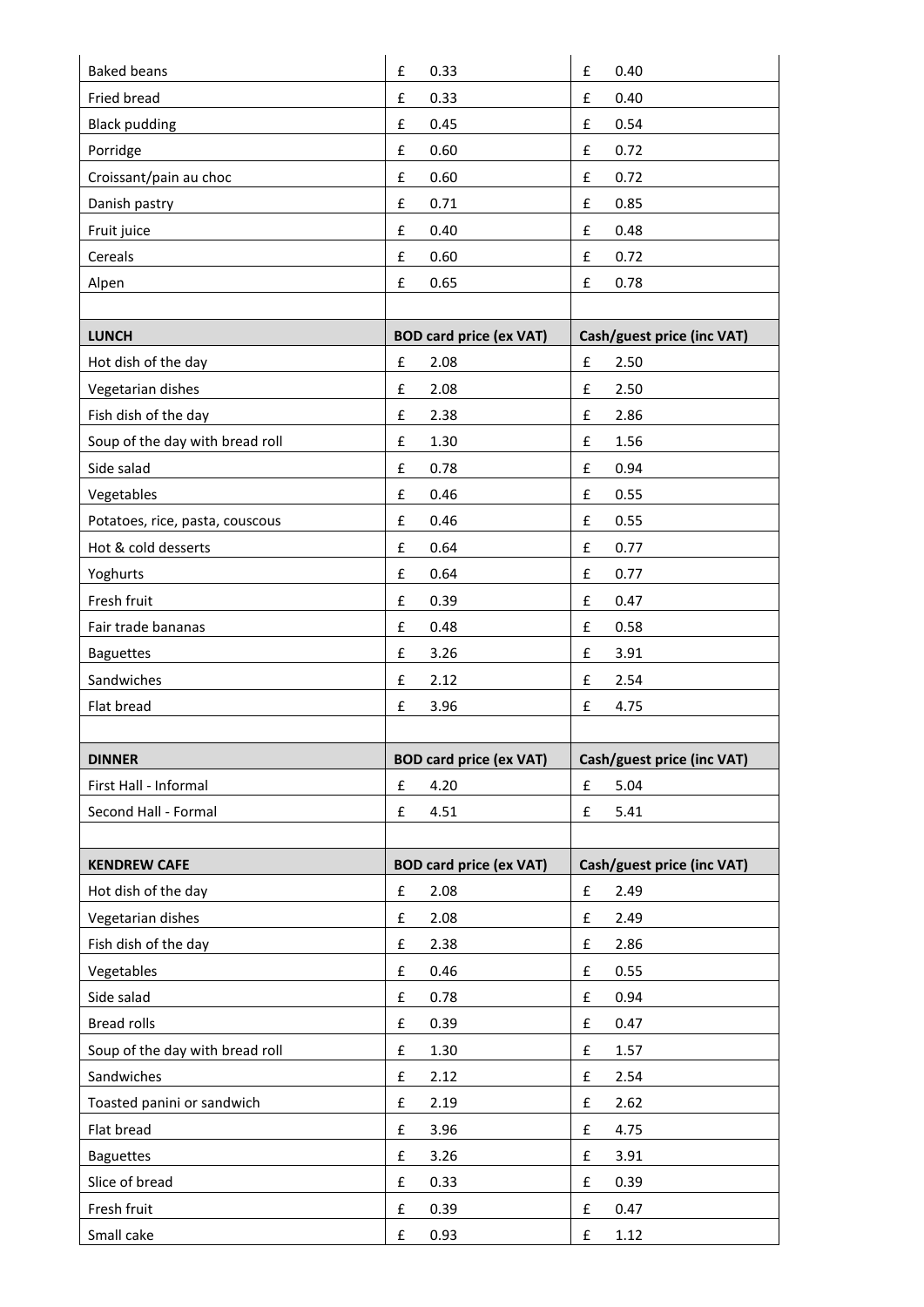| Baked beans | £ 0.33 | £ 0.40 |
|---|---|---|
| Fried bread | £ 0.33 | £ 0.40 |
| Black pudding | £ 0.45 | £ 0.54 |
| Porridge | £ 0.60 | £ 0.72 |
| Croissant/pain au choc | £ 0.60 | £ 0.72 |
| Danish pastry | £ 0.71 | £ 0.85 |
| Fruit juice | £ 0.40 | £ 0.48 |
| Cereals | £ 0.60 | £ 0.72 |
| Alpen | £ 0.65 | £ 0.78 |
| | | |
| **LUNCH** | **BOD card price (ex VAT)** | **Cash/guest price (inc VAT)** |
| Hot dish of the day | £ 2.08 | £ 2.50 |
| Vegetarian dishes | £ 2.08 | £ 2.50 |
| Fish dish of the day | £ 2.38 | £ 2.86 |
| Soup of the day with bread roll | £ 1.30 | £ 1.56 |
| Side salad | £ 0.78 | £ 0.94 |
| Vegetables | £ 0.46 | £ 0.55 |
| Potatoes, rice, pasta, couscous | £ 0.46 | £ 0.55 |
| Hot & cold desserts | £ 0.64 | £ 0.77 |
| Yoghurts | £ 0.64 | £ 0.77 |
| Fresh fruit | £ 0.39 | £ 0.47 |
| Fair trade bananas | £ 0.48 | £ 0.58 |
| Baguettes | £ 3.26 | £ 3.91 |
| Sandwiches | £ 2.12 | £ 2.54 |
| Flat bread | £ 3.96 | £ 4.75 |
| | | |
| **DINNER** | **BOD card price (ex VAT)** | **Cash/guest price (inc VAT)** |
| First Hall - Informal | £ 4.20 | £ 5.04 |
| Second Hall - Formal | £ 4.51 | £ 5.41 |
| | | |
| **KENDREW CAFE** | **BOD card price (ex VAT)** | **Cash/guest price (inc VAT)** |
| Hot dish of the day | £ 2.08 | £ 2.49 |
| Vegetarian dishes | £ 2.08 | £ 2.49 |
| Fish dish of the day | £ 2.38 | £ 2.86 |
| Vegetables | £ 0.46 | £ 0.55 |
| Side salad | £ 0.78 | £ 0.94 |
| Bread rolls | £ 0.39 | £ 0.47 |
| Soup of the day with bread roll | £ 1.30 | £ 1.57 |
| Sandwiches | £ 2.12 | £ 2.54 |
| Toasted panini or sandwich | £ 2.19 | £ 2.62 |
| Flat bread | £ 3.96 | £ 4.75 |
| Baguettes | £ 3.26 | £ 3.91 |
| Slice of bread | £ 0.33 | £ 0.39 |
| Fresh fruit | £ 0.39 | £ 0.47 |
| Small cake | £ 0.93 | £ 1.12 |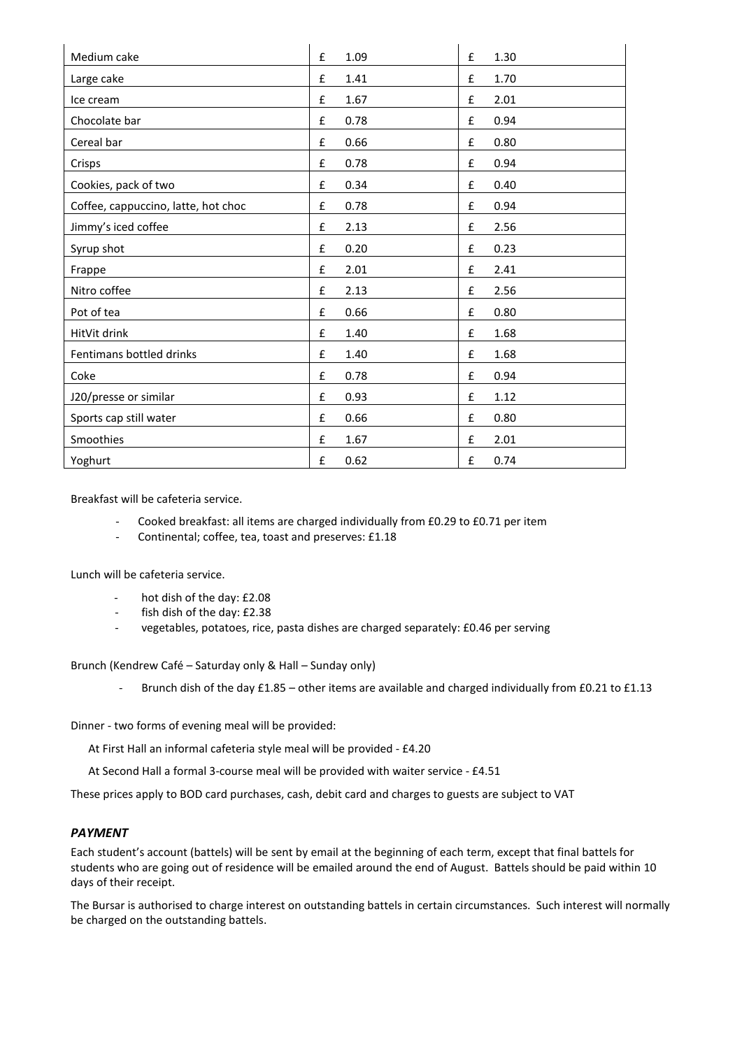| | | |
|---|---|---|
| Medium cake | £ 1.09 | £ 1.30 |
| Large cake | £ 1.41 | £ 1.70 |
| Ice cream | £ 1.67 | £ 2.01 |
| Chocolate bar | £ 0.78 | £ 0.94 |
| Cereal bar | £ 0.66 | £ 0.80 |
| Crisps | £ 0.78 | £ 0.94 |
| Cookies, pack of two | £ 0.34 | £ 0.40 |
| Coffee, cappuccino, latte, hot choc | £ 0.78 | £ 0.94 |
| Jimmy's iced coffee | £ 2.13 | £ 2.56 |
| Syrup shot | £ 0.20 | £ 0.23 |
| Frappe | £ 2.01 | £ 2.41 |
| Nitro coffee | £ 2.13 | £ 2.56 |
| Pot of tea | £ 0.66 | £ 0.80 |
| HitVit drink | £ 1.40 | £ 1.68 |
| Fentimans bottled drinks | £ 1.40 | £ 1.68 |
| Coke | £ 0.78 | £ 0.94 |
| J20/presse or similar | £ 0.93 | £ 1.12 |
| Sports cap still water | £ 0.66 | £ 0.80 |
| Smoothies | £ 1.67 | £ 2.01 |
| Yoghurt | £ 0.62 | £ 0.74 |

Breakfast will be cafeteria service.

- Cooked breakfast: all items are charged individually from £0.29 to £0.71 per item
- Continental; coffee, tea, toast and preserves: £1.18

Lunch will be cafeteria service.

- hot dish of the day: £2.08
- fish dish of the day: £2.38
- vegetables, potatoes, rice, pasta dishes are charged separately: £0.46 per serving

Brunch (Kendrew Café – Saturday only & Hall – Sunday only)

- Brunch dish of the day £1.85 – other items are available and charged individually from £0.21 to £1.13

Dinner - two forms of evening meal will be provided:

At First Hall an informal cafeteria style meal will be provided - £4.20

At Second Hall a formal 3-course meal will be provided with waiter service - £4.51

These prices apply to BOD card purchases, cash, debit card and charges to guests are subject to VAT

### *PAYMENT*

Each student's account (battels) will be sent by email at the beginning of each term, except that final battels for students who are going out of residence will be emailed around the end of August. Battels should be paid within 10 days of their receipt.

The Bursar is authorised to charge interest on outstanding battels in certain circumstances. Such interest will normally be charged on the outstanding battels.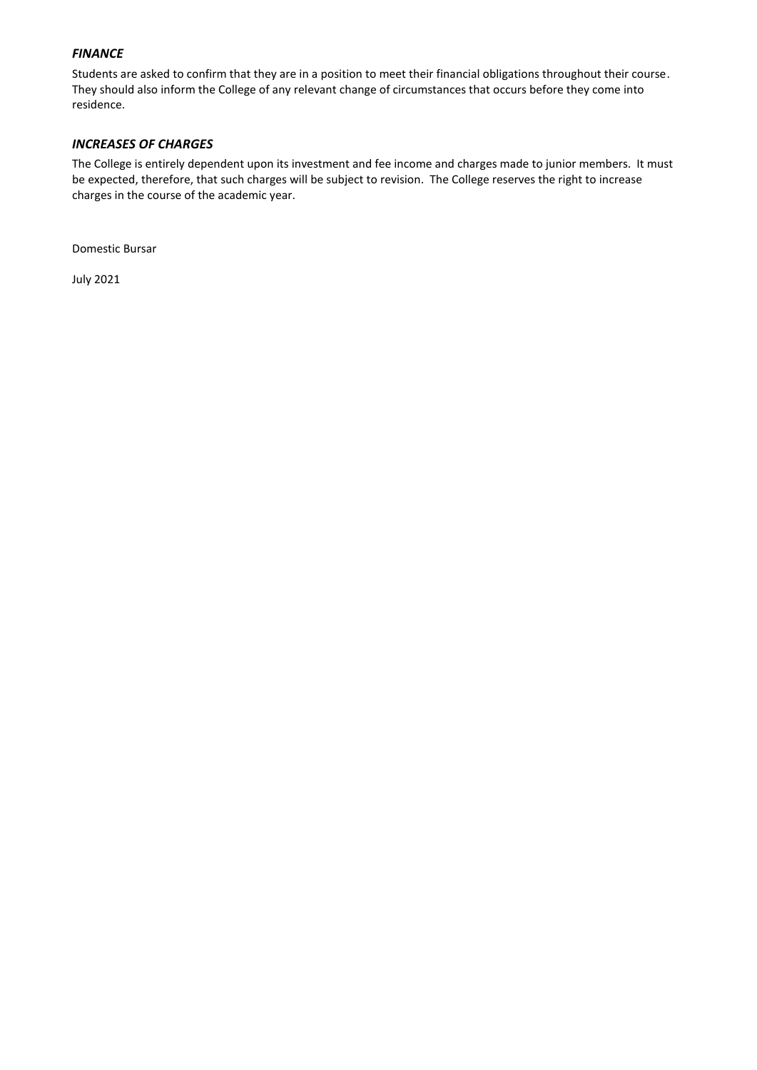## *FINANCE*

Students are asked to confirm that they are in a position to meet their financial obligations throughout their course. They should also inform the College of any relevant change of circumstances that occurs before they come into residence.

## *INCREASES OF CHARGES*

The College is entirely dependent upon its investment and fee income and charges made to junior members. It must be expected, therefore, that such charges will be subject to revision. The College reserves the right to increase charges in the course of the academic year.

Domestic Bursar

July 2021